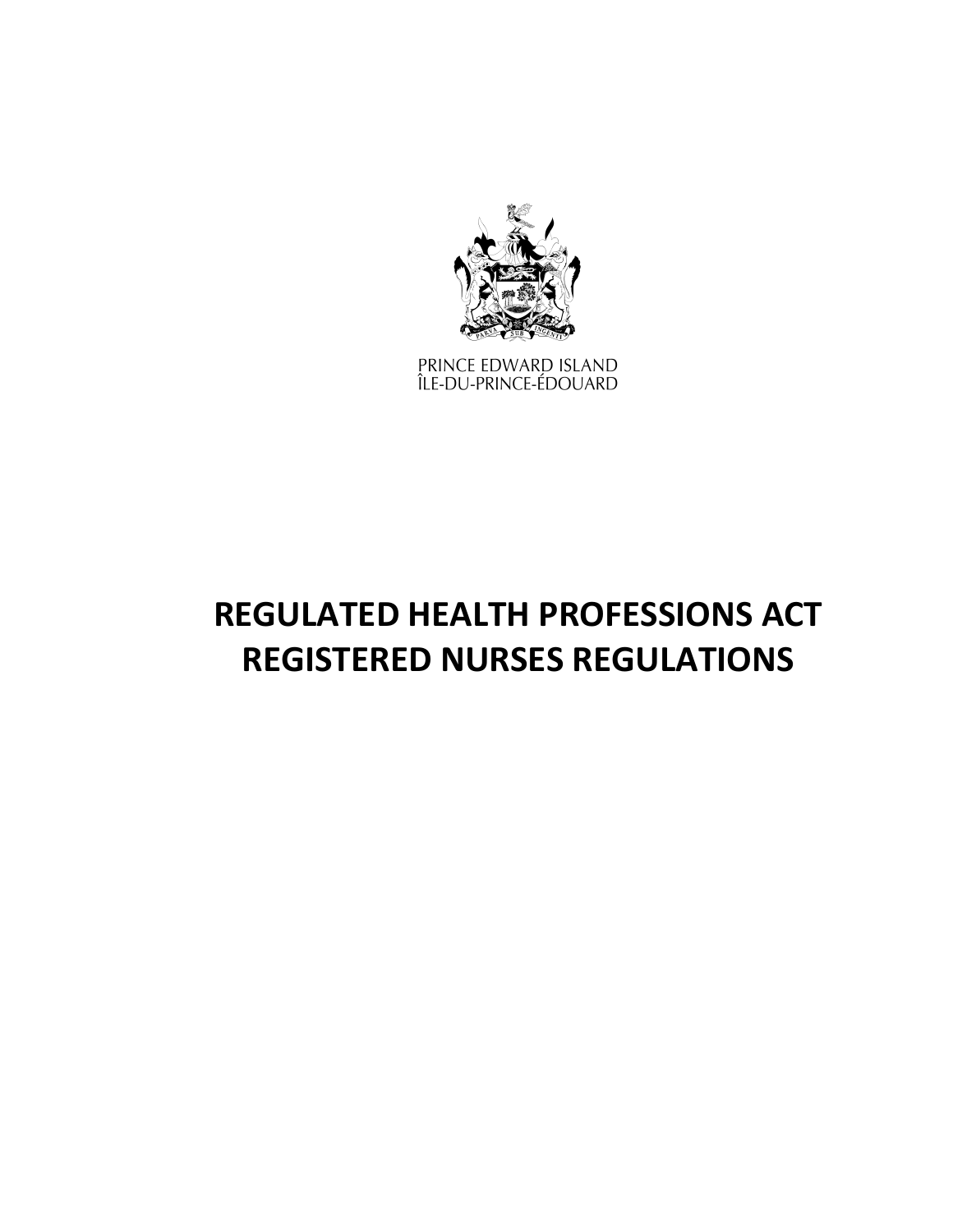PRINCE EDWARD ISLAND
ÎLE-DU-PRINCE-ÉDOUARD

# REGULATED HEALTH PROFESSIONS ACT
# REGISTERED NURSES REGULATIONS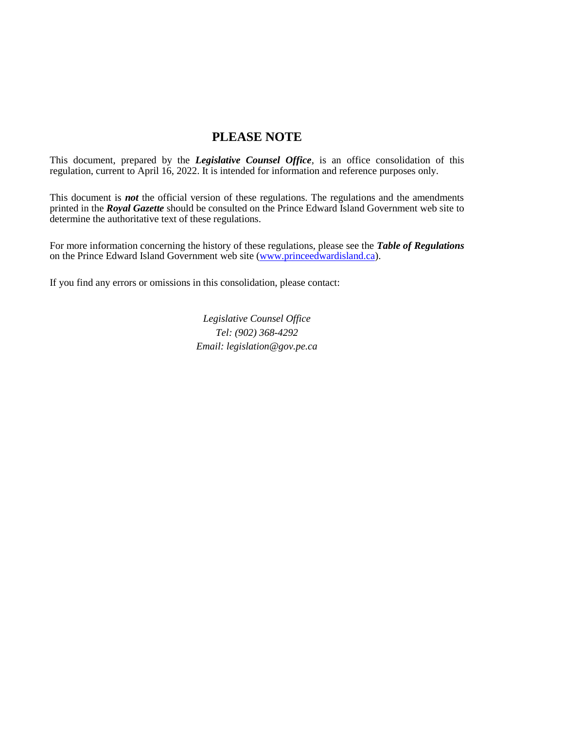## PLEASE NOTE

This document, prepared by the ***Legislative Counsel Office***, is an office consolidation of this regulation, current to April 16, 2022. It is intended for information and reference purposes only.

This document is ***not*** the official version of these regulations. The regulations and the amendments printed in the ***Royal Gazette*** should be consulted on the Prince Edward Island Government web site to determine the authoritative text of these regulations.

For more information concerning the history of these regulations, please see the ***Table of Regulations*** on the Prince Edward Island Government web site (www.princeedwardisland.ca).

If you find any errors or omissions in this consolidation, please contact:

*Legislative Counsel Office*
*Tel: (902) 368-4292*
*Email: legislation@gov.pe.ca*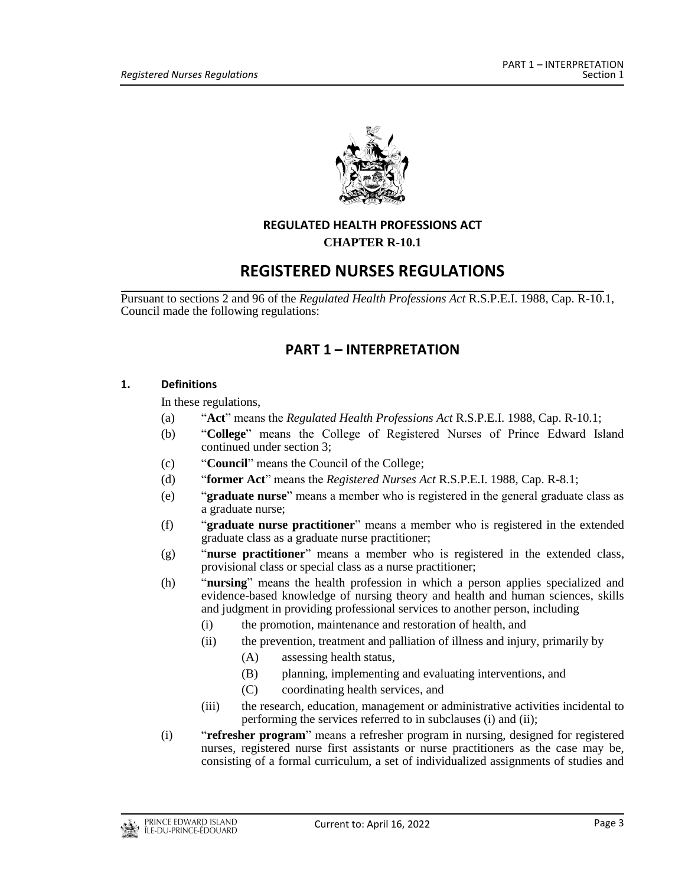**REGULATED HEALTH PROFESSIONS ACT**

**CHAPTER R-10.1**

# REGISTERED NURSES REGULATIONS

Pursuant to sections 2 and 96 of the *Regulated Health Professions Act* R.S.P.E.I. 1988, Cap. R-10.1, Council made the following regulations:

## PART 1 – INTERPRETATION

### 1. Definitions

In these regulations,

(a) "**Act**" means the *Regulated Health Professions Act* R.S.P.E.I. 1988, Cap. R-10.1;

(b) "**College**" means the College of Registered Nurses of Prince Edward Island continued under section 3;

(c) "**Council**" means the Council of the College;

(d) "**former Act**" means the *Registered Nurses Act* R.S.P.E.I. 1988, Cap. R-8.1;

(e) "**graduate nurse**" means a member who is registered in the general graduate class as a graduate nurse;

(f) "**graduate nurse practitioner**" means a member who is registered in the extended graduate class as a graduate nurse practitioner;

(g) "**nurse practitioner**" means a member who is registered in the extended class, provisional class or special class as a nurse practitioner;

(h) "**nursing**" means the health profession in which a person applies specialized and evidence-based knowledge of nursing theory and health and human sciences, skills and judgment in providing professional services to another person, including

- (i) the promotion, maintenance and restoration of health, and
- (ii) the prevention, treatment and palliation of illness and injury, primarily by
  - (A) assessing health status,
  - (B) planning, implementing and evaluating interventions, and
  - (C) coordinating health services, and
- (iii) the research, education, management or administrative activities incidental to performing the services referred to in subclauses (i) and (ii);

(i) "**refresher program**" means a refresher program in nursing, designed for registered nurses, registered nurse first assistants or nurse practitioners as the case may be, consisting of a formal curriculum, a set of individualized assignments of studies and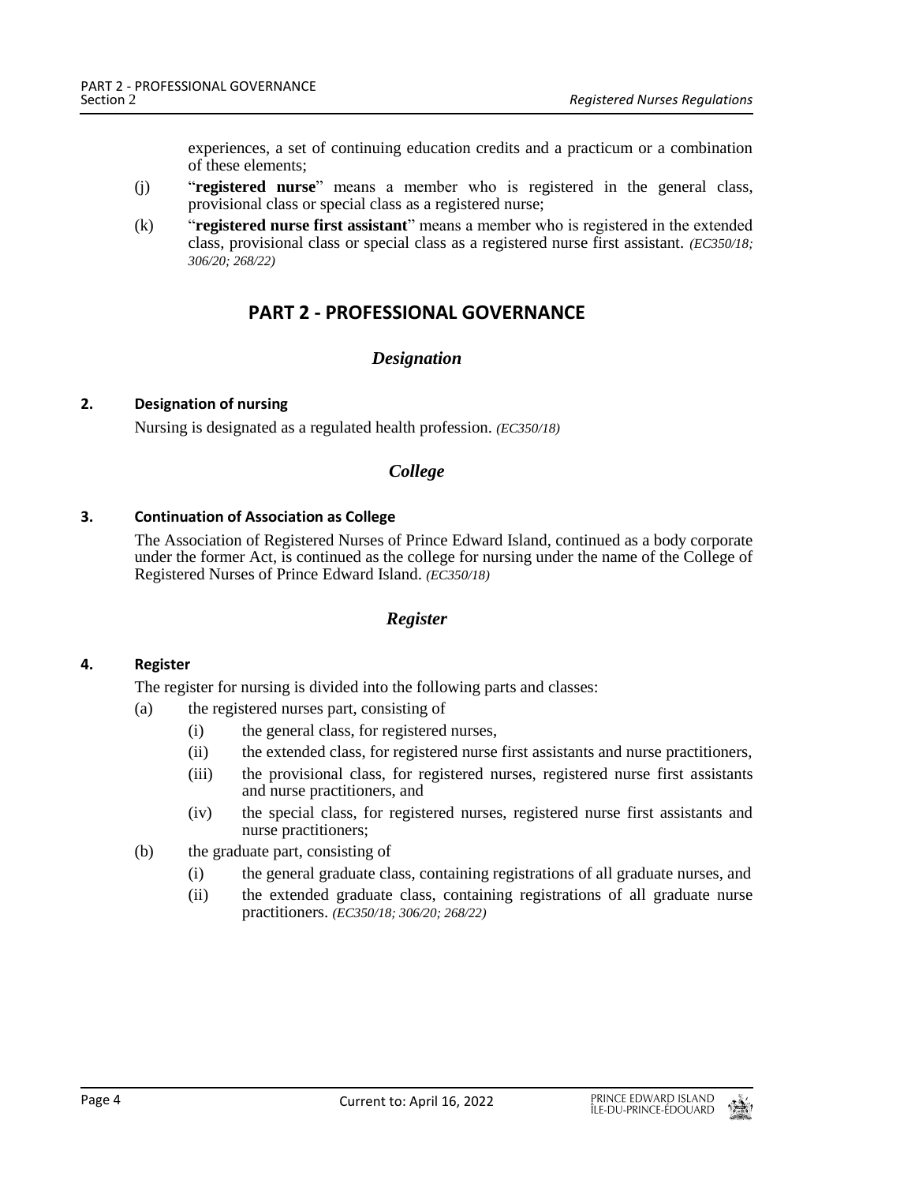experiences, a set of continuing education credits and a practicum or a combination of these elements;

(j) "**registered nurse**" means a member who is registered in the general class, provisional class or special class as a registered nurse;

(k) "**registered nurse first assistant**" means a member who is registered in the extended class, provisional class or special class as a registered nurse first assistant. *(EC350/18; 306/20; 268/22)*

# PART 2 - PROFESSIONAL GOVERNANCE

## *Designation*

### 2. Designation of nursing

Nursing is designated as a regulated health profession. *(EC350/18)*

## *College*

### 3. Continuation of Association as College

The Association of Registered Nurses of Prince Edward Island, continued as a body corporate under the former Act, is continued as the college for nursing under the name of the College of Registered Nurses of Prince Edward Island. *(EC350/18)*

## *Register*

### 4. Register

The register for nursing is divided into the following parts and classes:

(a) the registered nurses part, consisting of

- (i) the general class, for registered nurses,
- (ii) the extended class, for registered nurse first assistants and nurse practitioners,
- (iii) the provisional class, for registered nurses, registered nurse first assistants and nurse practitioners, and
- (iv) the special class, for registered nurses, registered nurse first assistants and nurse practitioners;

(b) the graduate part, consisting of

- (i) the general graduate class, containing registrations of all graduate nurses, and
- (ii) the extended graduate class, containing registrations of all graduate nurse practitioners. *(EC350/18; 306/20; 268/22)*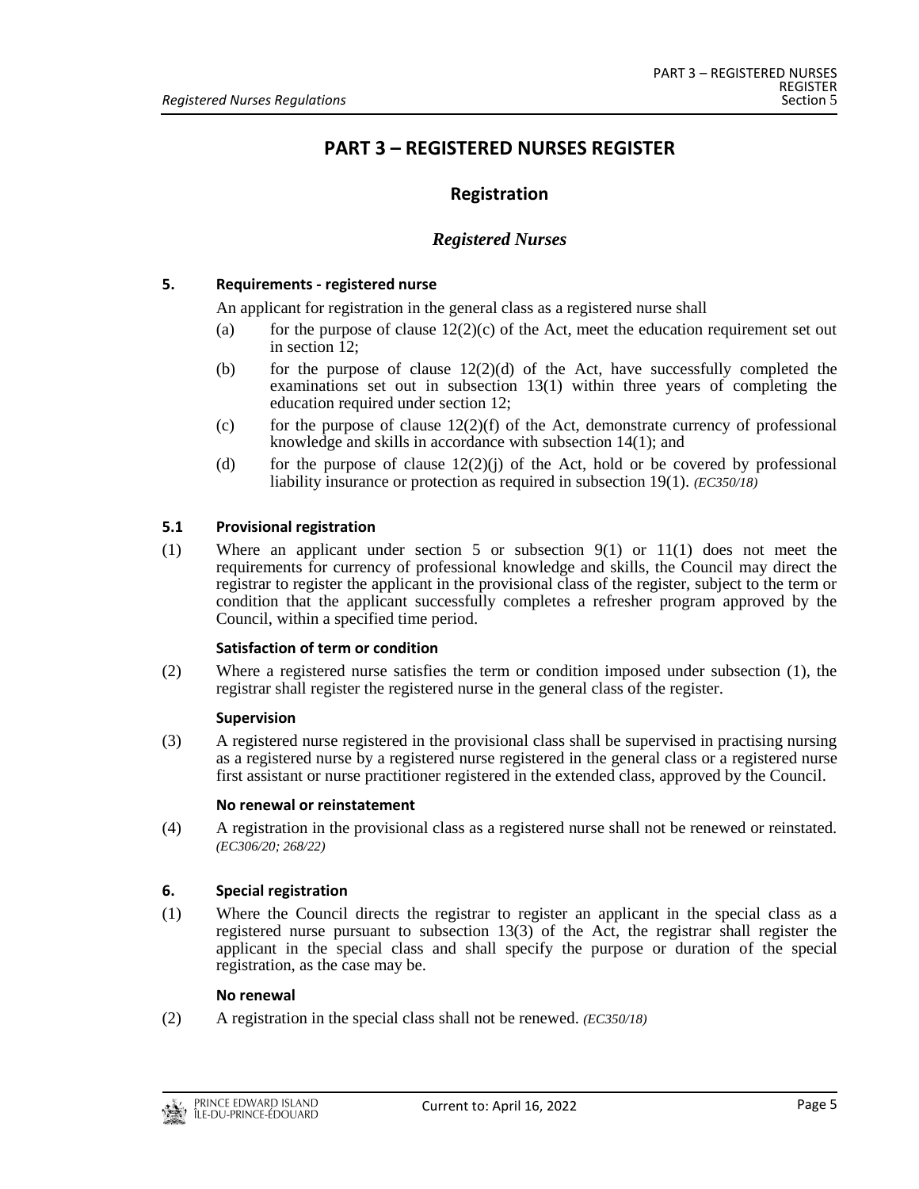# PART 3 – REGISTERED NURSES REGISTER

## Registration

### *Registered Nurses*

**5. Requirements - registered nurse**

An applicant for registration in the general class as a registered nurse shall

(a) for the purpose of clause 12(2)(c) of the Act, meet the education requirement set out in section 12;

(b) for the purpose of clause 12(2)(d) of the Act, have successfully completed the examinations set out in subsection 13(1) within three years of completing the education required under section 12;

(c) for the purpose of clause 12(2)(f) of the Act, demonstrate currency of professional knowledge and skills in accordance with subsection 14(1); and

(d) for the purpose of clause 12(2)(j) of the Act, hold or be covered by professional liability insurance or protection as required in subsection 19(1). *(EC350/18)*

**5.1 Provisional registration**

(1) Where an applicant under section 5 or subsection 9(1) or 11(1) does not meet the requirements for currency of professional knowledge and skills, the Council may direct the registrar to register the applicant in the provisional class of the register, subject to the term or condition that the applicant successfully completes a refresher program approved by the Council, within a specified time period.

**Satisfaction of term or condition**

(2) Where a registered nurse satisfies the term or condition imposed under subsection (1), the registrar shall register the registered nurse in the general class of the register.

**Supervision**

(3) A registered nurse registered in the provisional class shall be supervised in practising nursing as a registered nurse by a registered nurse registered in the general class or a registered nurse first assistant or nurse practitioner registered in the extended class, approved by the Council.

**No renewal or reinstatement**

(4) A registration in the provisional class as a registered nurse shall not be renewed or reinstated. *(EC306/20; 268/22)*

**6. Special registration**

(1) Where the Council directs the registrar to register an applicant in the special class as a registered nurse pursuant to subsection 13(3) of the Act, the registrar shall register the applicant in the special class and shall specify the purpose or duration of the special registration, as the case may be.

**No renewal**

(2) A registration in the special class shall not be renewed. *(EC350/18)*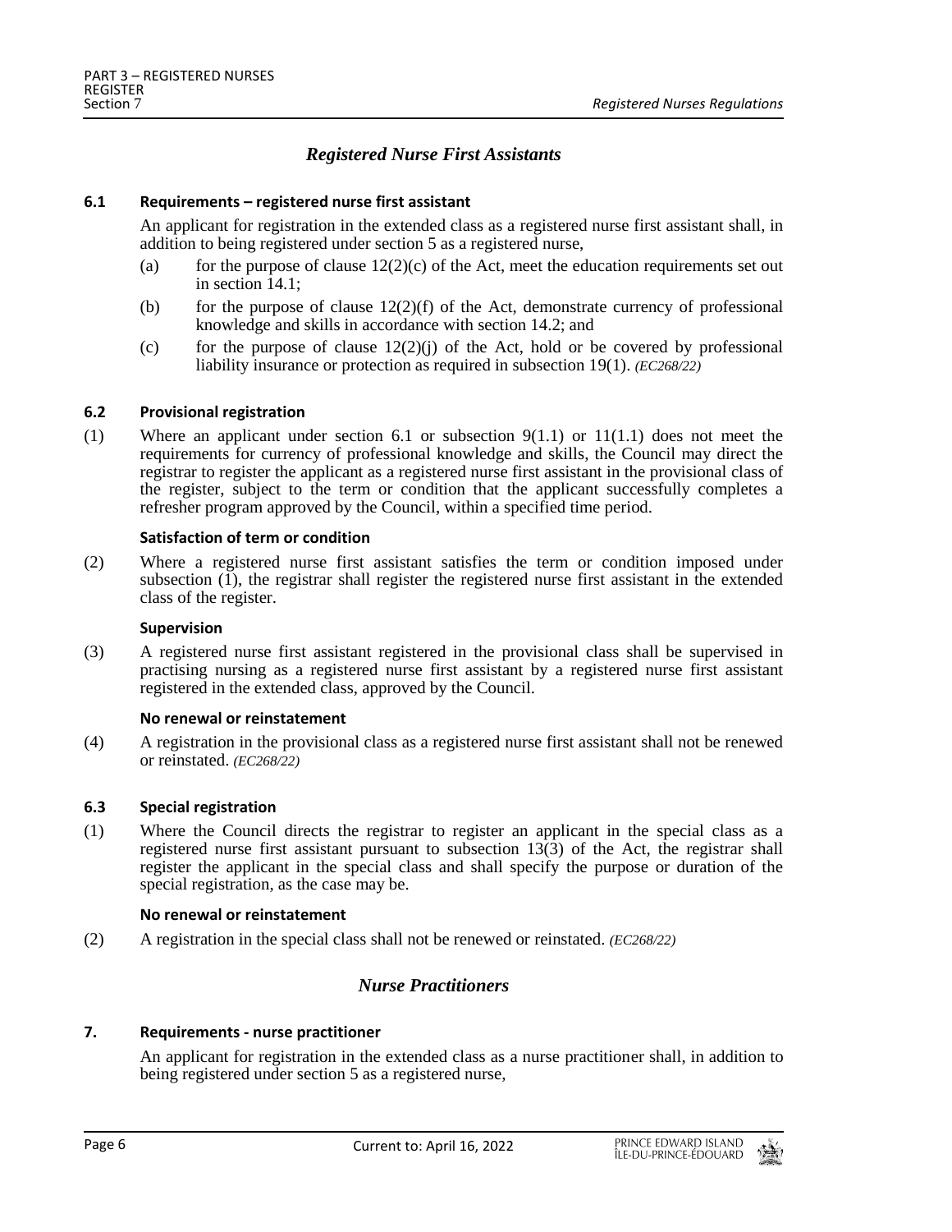## *Registered Nurse First Assistants*

### **6.1 Requirements – registered nurse first assistant**

An applicant for registration in the extended class as a registered nurse first assistant shall, in addition to being registered under section 5 as a registered nurse,

(a) for the purpose of clause 12(2)(c) of the Act, meet the education requirements set out in section 14.1;

(b) for the purpose of clause 12(2)(f) of the Act, demonstrate currency of professional knowledge and skills in accordance with section 14.2; and

(c) for the purpose of clause 12(2)(j) of the Act, hold or be covered by professional liability insurance or protection as required in subsection 19(1). *(EC268/22)*

### **6.2 Provisional registration**

(1) Where an applicant under section 6.1 or subsection 9(1.1) or 11(1.1) does not meet the requirements for currency of professional knowledge and skills, the Council may direct the registrar to register the applicant as a registered nurse first assistant in the provisional class of the register, subject to the term or condition that the applicant successfully completes a refresher program approved by the Council, within a specified time period.

**Satisfaction of term or condition**

(2) Where a registered nurse first assistant satisfies the term or condition imposed under subsection (1), the registrar shall register the registered nurse first assistant in the extended class of the register.

**Supervision**

(3) A registered nurse first assistant registered in the provisional class shall be supervised in practising nursing as a registered nurse first assistant by a registered nurse first assistant registered in the extended class, approved by the Council.

**No renewal or reinstatement**

(4) A registration in the provisional class as a registered nurse first assistant shall not be renewed or reinstated. *(EC268/22)*

### **6.3 Special registration**

(1) Where the Council directs the registrar to register an applicant in the special class as a registered nurse first assistant pursuant to subsection 13(3) of the Act, the registrar shall register the applicant in the special class and shall specify the purpose or duration of the special registration, as the case may be.

**No renewal or reinstatement**

(2) A registration in the special class shall not be renewed or reinstated. *(EC268/22)*

## *Nurse Practitioners*

### **7. Requirements - nurse practitioner**

An applicant for registration in the extended class as a nurse practitioner shall, in addition to being registered under section 5 as a registered nurse,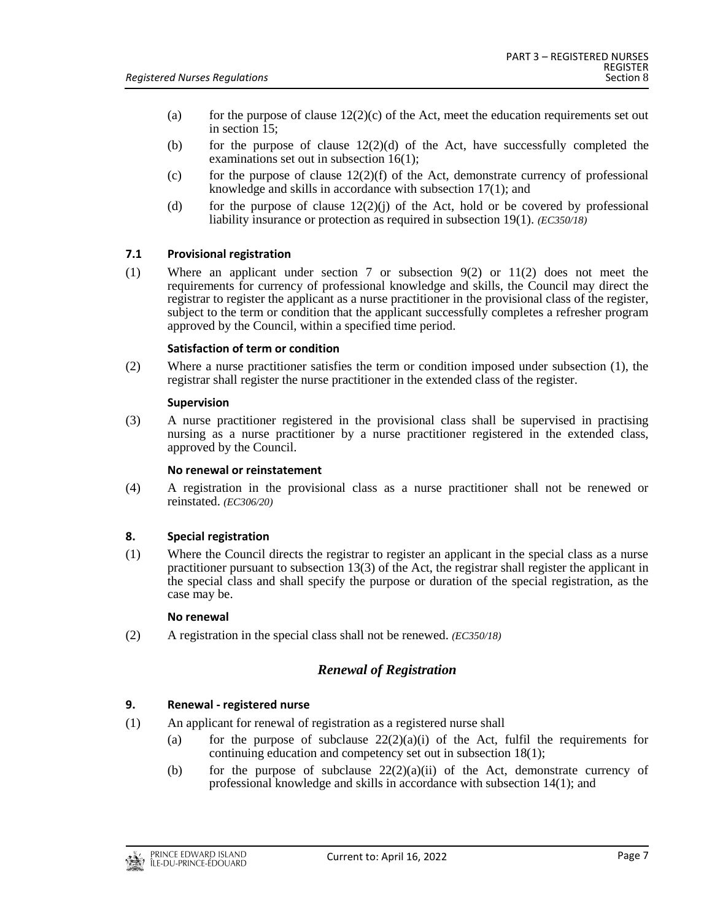(a) for the purpose of clause 12(2)(c) of the Act, meet the education requirements set out in section 15;

(b) for the purpose of clause 12(2)(d) of the Act, have successfully completed the examinations set out in subsection 16(1);

(c) for the purpose of clause 12(2)(f) of the Act, demonstrate currency of professional knowledge and skills in accordance with subsection 17(1); and

(d) for the purpose of clause 12(2)(j) of the Act, hold or be covered by professional liability insurance or protection as required in subsection 19(1). *(EC350/18)*

### 7.1 Provisional registration

(1) Where an applicant under section 7 or subsection 9(2) or 11(2) does not meet the requirements for currency of professional knowledge and skills, the Council may direct the registrar to register the applicant as a nurse practitioner in the provisional class of the register, subject to the term or condition that the applicant successfully completes a refresher program approved by the Council, within a specified time period.

**Satisfaction of term or condition**

(2) Where a nurse practitioner satisfies the term or condition imposed under subsection (1), the registrar shall register the nurse practitioner in the extended class of the register.

**Supervision**

(3) A nurse practitioner registered in the provisional class shall be supervised in practising nursing as a nurse practitioner by a nurse practitioner registered in the extended class, approved by the Council.

**No renewal or reinstatement**

(4) A registration in the provisional class as a nurse practitioner shall not be renewed or reinstated. *(EC306/20)*

### 8. Special registration

(1) Where the Council directs the registrar to register an applicant in the special class as a nurse practitioner pursuant to subsection 13(3) of the Act, the registrar shall register the applicant in the special class and shall specify the purpose or duration of the special registration, as the case may be.

**No renewal**

(2) A registration in the special class shall not be renewed. *(EC350/18)*

## *Renewal of Registration*

### 9. Renewal - registered nurse

(1) An applicant for renewal of registration as a registered nurse shall

(a) for the purpose of subclause 22(2)(a)(i) of the Act, fulfil the requirements for continuing education and competency set out in subsection 18(1);

(b) for the purpose of subclause 22(2)(a)(ii) of the Act, demonstrate currency of professional knowledge and skills in accordance with subsection 14(1); and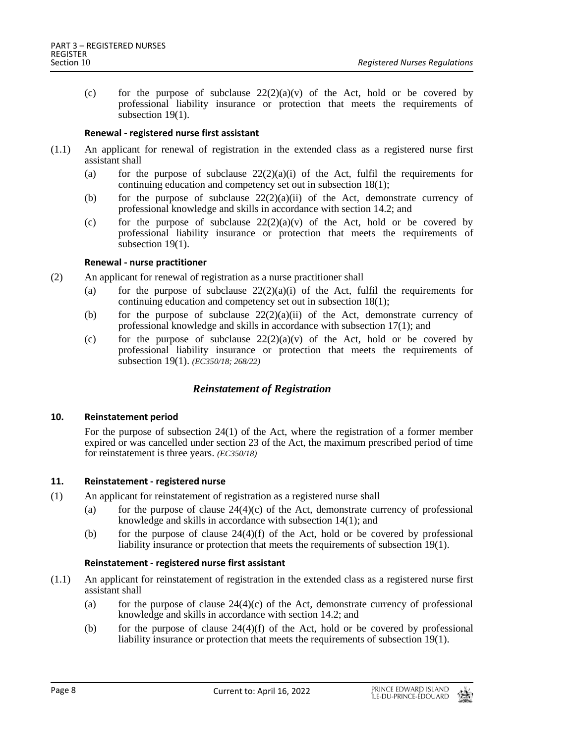(c) for the purpose of subclause 22(2)(a)(v) of the Act, hold or be covered by professional liability insurance or protection that meets the requirements of subsection 19(1).

**Renewal - registered nurse first assistant**

(1.1) An applicant for renewal of registration in the extended class as a registered nurse first assistant shall

(a) for the purpose of subclause 22(2)(a)(i) of the Act, fulfil the requirements for continuing education and competency set out in subsection 18(1);

(b) for the purpose of subclause 22(2)(a)(ii) of the Act, demonstrate currency of professional knowledge and skills in accordance with section 14.2; and

(c) for the purpose of subclause 22(2)(a)(v) of the Act, hold or be covered by professional liability insurance or protection that meets the requirements of subsection 19(1).

**Renewal - nurse practitioner**

(2) An applicant for renewal of registration as a nurse practitioner shall

(a) for the purpose of subclause 22(2)(a)(i) of the Act, fulfil the requirements for continuing education and competency set out in subsection 18(1);

(b) for the purpose of subclause 22(2)(a)(ii) of the Act, demonstrate currency of professional knowledge and skills in accordance with subsection 17(1); and

(c) for the purpose of subclause 22(2)(a)(v) of the Act, hold or be covered by professional liability insurance or protection that meets the requirements of subsection 19(1). *(EC350/18; 268/22)*

## *Reinstatement of Registration*

**10. Reinstatement period**

For the purpose of subsection 24(1) of the Act, where the registration of a former member expired or was cancelled under section 23 of the Act, the maximum prescribed period of time for reinstatement is three years. *(EC350/18)*

**11. Reinstatement - registered nurse**

(1) An applicant for reinstatement of registration as a registered nurse shall

(a) for the purpose of clause 24(4)(c) of the Act, demonstrate currency of professional knowledge and skills in accordance with subsection 14(1); and

(b) for the purpose of clause 24(4)(f) of the Act, hold or be covered by professional liability insurance or protection that meets the requirements of subsection 19(1).

**Reinstatement - registered nurse first assistant**

(1.1) An applicant for reinstatement of registration in the extended class as a registered nurse first assistant shall

(a) for the purpose of clause 24(4)(c) of the Act, demonstrate currency of professional knowledge and skills in accordance with section 14.2; and

(b) for the purpose of clause 24(4)(f) of the Act, hold or be covered by professional liability insurance or protection that meets the requirements of subsection 19(1).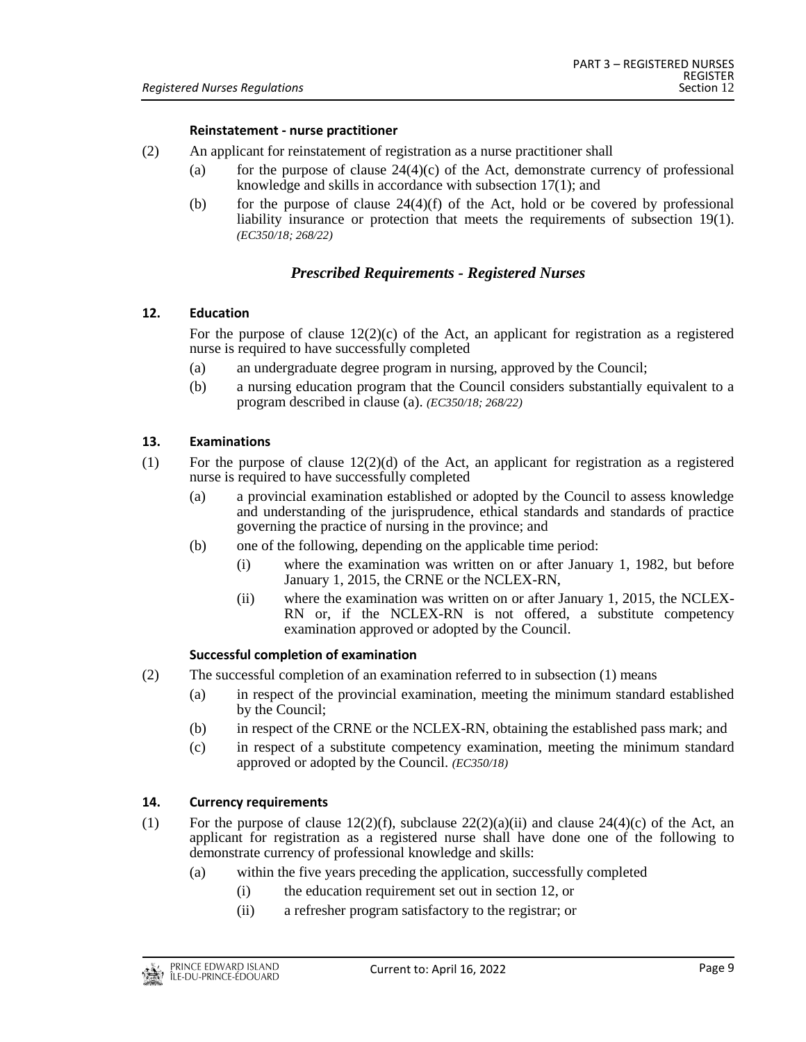**Reinstatement - nurse practitioner**

(2) An applicant for reinstatement of registration as a nurse practitioner shall

- (a) for the purpose of clause 24(4)(c) of the Act, demonstrate currency of professional knowledge and skills in accordance with subsection 17(1); and
- (b) for the purpose of clause 24(4)(f) of the Act, hold or be covered by professional liability insurance or protection that meets the requirements of subsection 19(1). *(EC350/18; 268/22)*

## *Prescribed Requirements - Registered Nurses*

### 12. Education

For the purpose of clause 12(2)(c) of the Act, an applicant for registration as a registered nurse is required to have successfully completed

- (a) an undergraduate degree program in nursing, approved by the Council;
- (b) a nursing education program that the Council considers substantially equivalent to a program described in clause (a). *(EC350/18; 268/22)*

### 13. Examinations

(1) For the purpose of clause 12(2)(d) of the Act, an applicant for registration as a registered nurse is required to have successfully completed

- (a) a provincial examination established or adopted by the Council to assess knowledge and understanding of the jurisprudence, ethical standards and standards of practice governing the practice of nursing in the province; and
- (b) one of the following, depending on the applicable time period:
  - (i) where the examination was written on or after January 1, 1982, but before January 1, 2015, the CRNE or the NCLEX-RN,
  - (ii) where the examination was written on or after January 1, 2015, the NCLEX-RN or, if the NCLEX-RN is not offered, a substitute competency examination approved or adopted by the Council.

**Successful completion of examination**

(2) The successful completion of an examination referred to in subsection (1) means

- (a) in respect of the provincial examination, meeting the minimum standard established by the Council;
- (b) in respect of the CRNE or the NCLEX-RN, obtaining the established pass mark; and
- (c) in respect of a substitute competency examination, meeting the minimum standard approved or adopted by the Council. *(EC350/18)*

### 14. Currency requirements

(1) For the purpose of clause 12(2)(f), subclause 22(2)(a)(ii) and clause 24(4)(c) of the Act, an applicant for registration as a registered nurse shall have done one of the following to demonstrate currency of professional knowledge and skills:

- (a) within the five years preceding the application, successfully completed
  - (i) the education requirement set out in section 12, or
  - (ii) a refresher program satisfactory to the registrar; or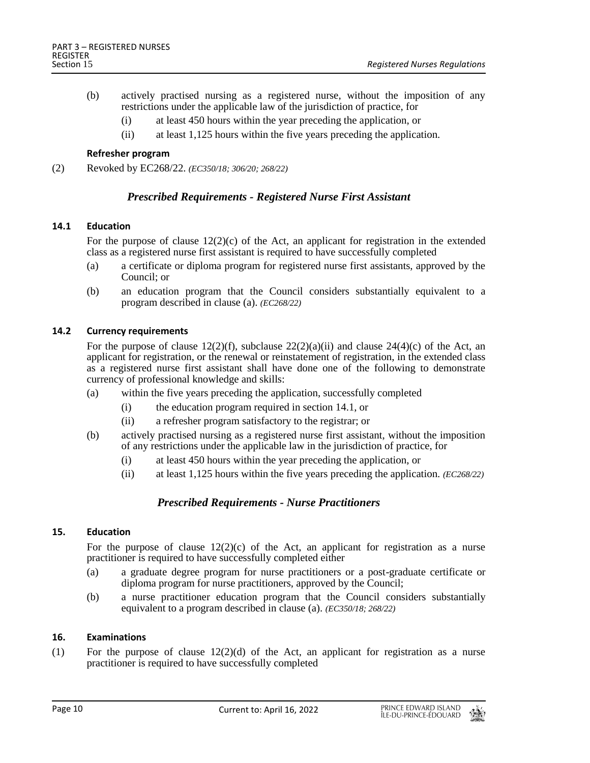(b) actively practised nursing as a registered nurse, without the imposition of any restrictions under the applicable law of the jurisdiction of practice, for

(i) at least 450 hours within the year preceding the application, or

(ii) at least 1,125 hours within the five years preceding the application.

**Refresher program**

(2) Revoked by EC268/22. *(EC350/18; 306/20; 268/22)*

## *Prescribed Requirements - Registered Nurse First Assistant*

**14.1 Education**

For the purpose of clause 12(2)(c) of the Act, an applicant for registration in the extended class as a registered nurse first assistant is required to have successfully completed

(a) a certificate or diploma program for registered nurse first assistants, approved by the Council; or

(b) an education program that the Council considers substantially equivalent to a program described in clause (a). *(EC268/22)*

**14.2 Currency requirements**

For the purpose of clause 12(2)(f), subclause 22(2)(a)(ii) and clause 24(4)(c) of the Act, an applicant for registration, or the renewal or reinstatement of registration, in the extended class as a registered nurse first assistant shall have done one of the following to demonstrate currency of professional knowledge and skills:

(a) within the five years preceding the application, successfully completed

(i) the education program required in section 14.1, or

(ii) a refresher program satisfactory to the registrar; or

(b) actively practised nursing as a registered nurse first assistant, without the imposition of any restrictions under the applicable law in the jurisdiction of practice, for

(i) at least 450 hours within the year preceding the application, or

(ii) at least 1,125 hours within the five years preceding the application. *(EC268/22)*

## *Prescribed Requirements - Nurse Practitioners*

**15. Education**

For the purpose of clause 12(2)(c) of the Act, an applicant for registration as a nurse practitioner is required to have successfully completed either

(a) a graduate degree program for nurse practitioners or a post-graduate certificate or diploma program for nurse practitioners, approved by the Council;

(b) a nurse practitioner education program that the Council considers substantially equivalent to a program described in clause (a). *(EC350/18; 268/22)*

**16. Examinations**

(1) For the purpose of clause 12(2)(d) of the Act, an applicant for registration as a nurse practitioner is required to have successfully completed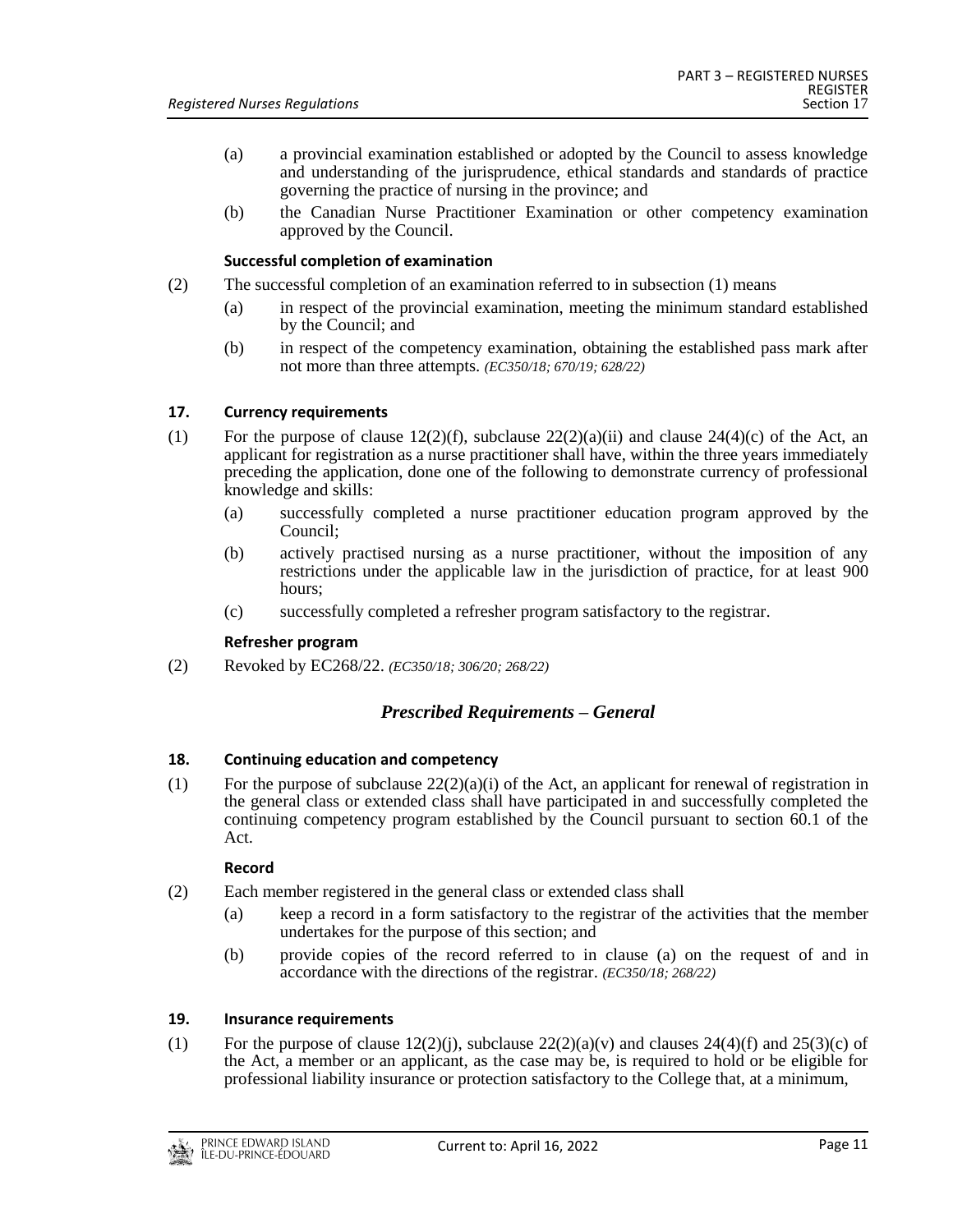(a) a provincial examination established or adopted by the Council to assess knowledge and understanding of the jurisprudence, ethical standards and standards of practice governing the practice of nursing in the province; and

(b) the Canadian Nurse Practitioner Examination or other competency examination approved by the Council.

**Successful completion of examination**

(2) The successful completion of an examination referred to in subsection (1) means

(a) in respect of the provincial examination, meeting the minimum standard established by the Council; and

(b) in respect of the competency examination, obtaining the established pass mark after not more than three attempts. *(EC350/18; 670/19; 628/22)*

### 17. Currency requirements

(1) For the purpose of clause 12(2)(f), subclause 22(2)(a)(ii) and clause 24(4)(c) of the Act, an applicant for registration as a nurse practitioner shall have, within the three years immediately preceding the application, done one of the following to demonstrate currency of professional knowledge and skills:

(a) successfully completed a nurse practitioner education program approved by the Council;

(b) actively practised nursing as a nurse practitioner, without the imposition of any restrictions under the applicable law in the jurisdiction of practice, for at least 900 hours;

(c) successfully completed a refresher program satisfactory to the registrar.

**Refresher program**

(2) Revoked by EC268/22. *(EC350/18; 306/20; 268/22)*

## *Prescribed Requirements – General*

### 18. Continuing education and competency

(1) For the purpose of subclause 22(2)(a)(i) of the Act, an applicant for renewal of registration in the general class or extended class shall have participated in and successfully completed the continuing competency program established by the Council pursuant to section 60.1 of the Act.

**Record**

(2) Each member registered in the general class or extended class shall

(a) keep a record in a form satisfactory to the registrar of the activities that the member undertakes for the purpose of this section; and

(b) provide copies of the record referred to in clause (a) on the request of and in accordance with the directions of the registrar. *(EC350/18; 268/22)*

### 19. Insurance requirements

(1) For the purpose of clause 12(2)(j), subclause 22(2)(a)(v) and clauses 24(4)(f) and 25(3)(c) of the Act, a member or an applicant, as the case may be, is required to hold or be eligible for professional liability insurance or protection satisfactory to the College that, at a minimum,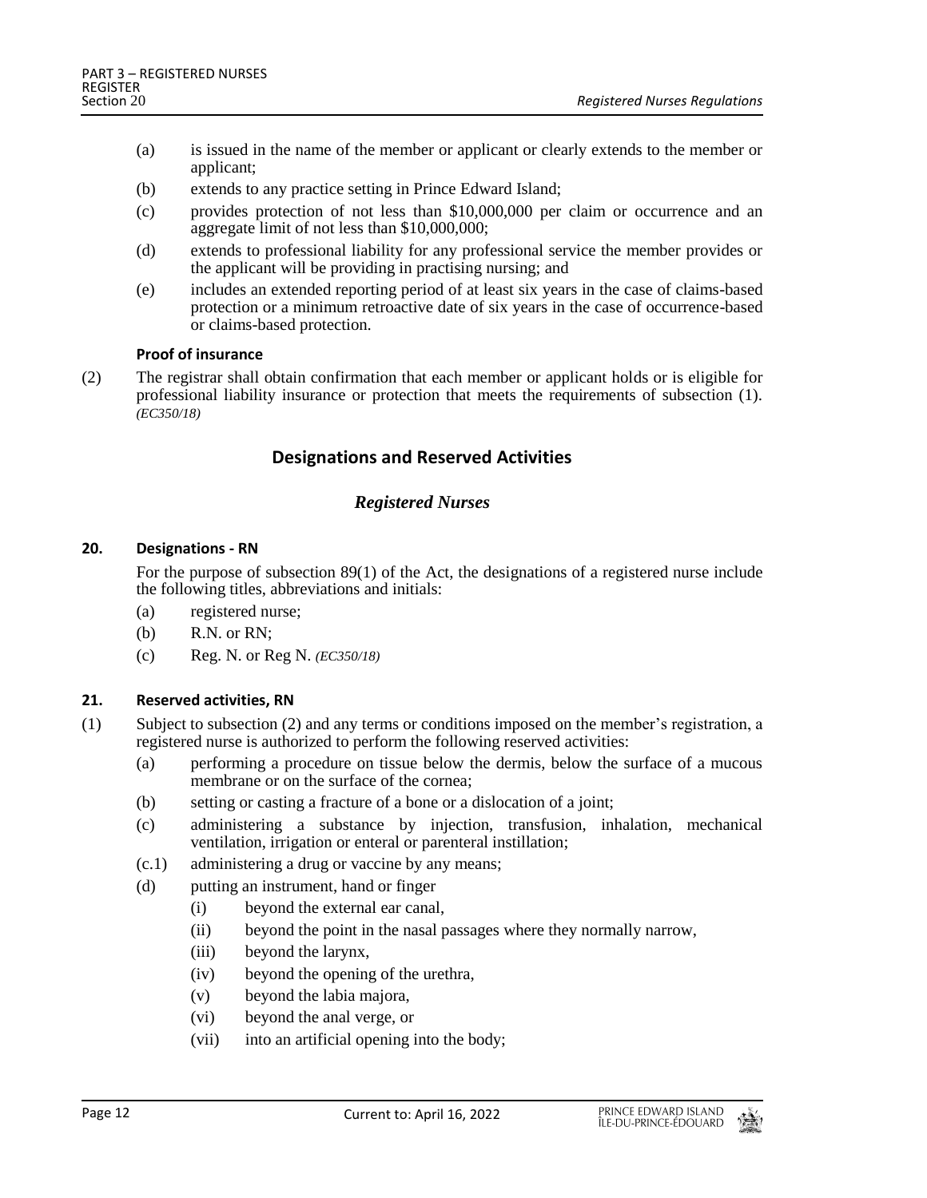(a) is issued in the name of the member or applicant or clearly extends to the member or applicant;

(b) extends to any practice setting in Prince Edward Island;

(c) provides protection of not less than $10,000,000 per claim or occurrence and an aggregate limit of not less than $10,000,000;

(d) extends to professional liability for any professional service the member provides or the applicant will be providing in practising nursing; and

(e) includes an extended reporting period of at least six years in the case of claims-based protection or a minimum retroactive date of six years in the case of occurrence-based or claims-based protection.

**Proof of insurance**

(2) The registrar shall obtain confirmation that each member or applicant holds or is eligible for professional liability insurance or protection that meets the requirements of subsection (1). *(EC350/18)*

## Designations and Reserved Activities

### *Registered Nurses*

**20. Designations - RN**

For the purpose of subsection 89(1) of the Act, the designations of a registered nurse include the following titles, abbreviations and initials:

(a) registered nurse;

(b) R.N. or RN;

(c) Reg. N. or Reg N. *(EC350/18)*

**21. Reserved activities, RN**

(1) Subject to subsection (2) and any terms or conditions imposed on the member's registration, a registered nurse is authorized to perform the following reserved activities:

(a) performing a procedure on tissue below the dermis, below the surface of a mucous membrane or on the surface of the cornea;

(b) setting or casting a fracture of a bone or a dislocation of a joint;

(c) administering a substance by injection, transfusion, inhalation, mechanical ventilation, irrigation or enteral or parenteral instillation;

(c.1) administering a drug or vaccine by any means;

(d) putting an instrument, hand or finger

(i) beyond the external ear canal,

(ii) beyond the point in the nasal passages where they normally narrow,

(iii) beyond the larynx,

(iv) beyond the opening of the urethra,

(v) beyond the labia majora,

(vi) beyond the anal verge, or

(vii) into an artificial opening into the body;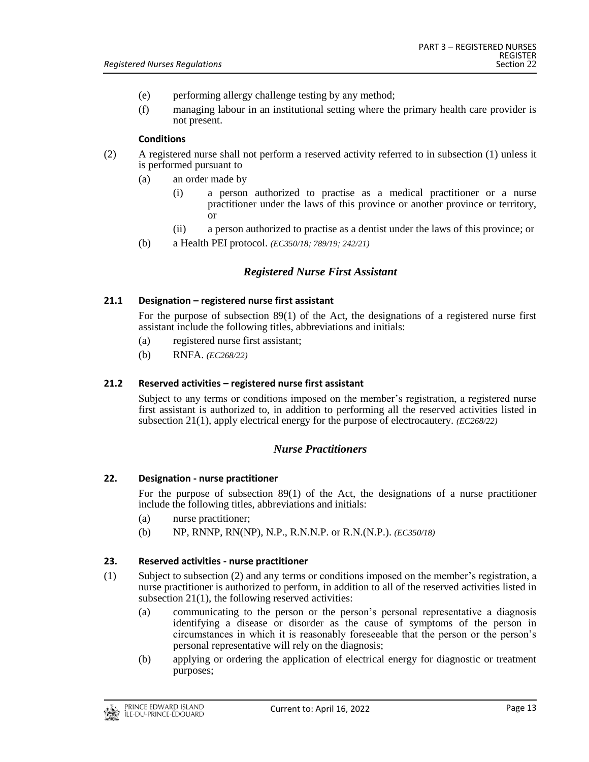(e) performing allergy challenge testing by any method;

(f) managing labour in an institutional setting where the primary health care provider is not present.

**Conditions**

(2) A registered nurse shall not perform a reserved activity referred to in subsection (1) unless it is performed pursuant to

(a) an order made by

(i) a person authorized to practise as a medical practitioner or a nurse practitioner under the laws of this province or another province or territory, or

(ii) a person authorized to practise as a dentist under the laws of this province; or

(b) a Health PEI protocol. *(EC350/18; 789/19; 242/21)*

## *Registered Nurse First Assistant*

### 21.1 Designation – registered nurse first assistant

For the purpose of subsection 89(1) of the Act, the designations of a registered nurse first assistant include the following titles, abbreviations and initials:

(a) registered nurse first assistant;

(b) RNFA. *(EC268/22)*

### 21.2 Reserved activities – registered nurse first assistant

Subject to any terms or conditions imposed on the member's registration, a registered nurse first assistant is authorized to, in addition to performing all the reserved activities listed in subsection 21(1), apply electrical energy for the purpose of electrocautery. *(EC268/22)*

## *Nurse Practitioners*

### 22. Designation - nurse practitioner

For the purpose of subsection 89(1) of the Act, the designations of a nurse practitioner include the following titles, abbreviations and initials:

(a) nurse practitioner;

(b) NP, RNNP, RN(NP), N.P., R.N.N.P. or R.N.(N.P.). *(EC350/18)*

### 23. Reserved activities - nurse practitioner

(1) Subject to subsection (2) and any terms or conditions imposed on the member's registration, a nurse practitioner is authorized to perform, in addition to all of the reserved activities listed in subsection 21(1), the following reserved activities:

(a) communicating to the person or the person's personal representative a diagnosis identifying a disease or disorder as the cause of symptoms of the person in circumstances in which it is reasonably foreseeable that the person or the person's personal representative will rely on the diagnosis;

(b) applying or ordering the application of electrical energy for diagnostic or treatment purposes;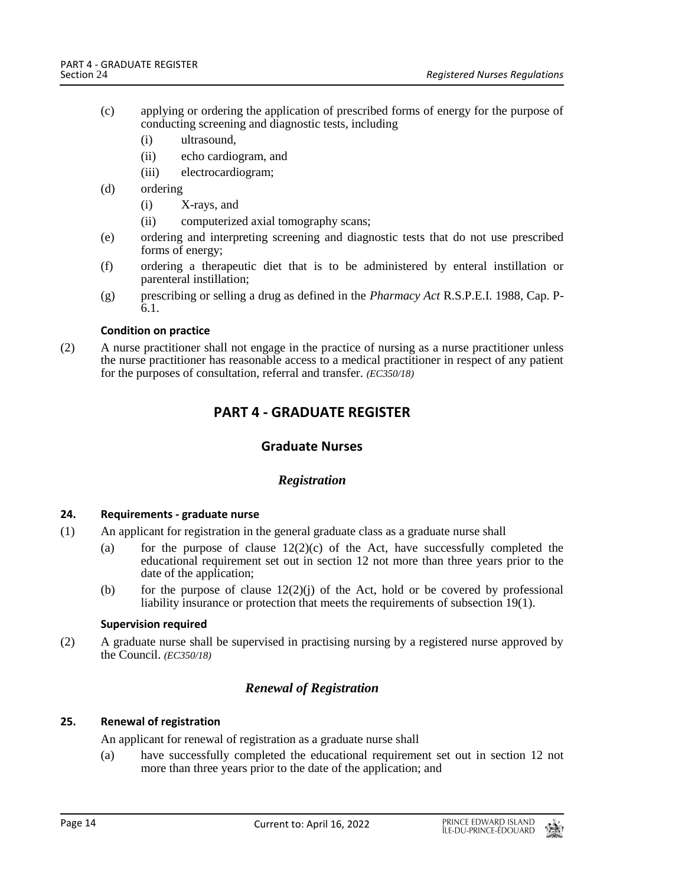(c) applying or ordering the application of prescribed forms of energy for the purpose of conducting screening and diagnostic tests, including

(i) ultrasound,

(ii) echo cardiogram, and

(iii) electrocardiogram;

(d) ordering

(i) X-rays, and

(ii) computerized axial tomography scans;

(e) ordering and interpreting screening and diagnostic tests that do not use prescribed forms of energy;

(f) ordering a therapeutic diet that is to be administered by enteral instillation or parenteral instillation;

(g) prescribing or selling a drug as defined in the *Pharmacy Act* R.S.P.E.I. 1988, Cap. P-6.1.

**Condition on practice**

(2) A nurse practitioner shall not engage in the practice of nursing as a nurse practitioner unless the nurse practitioner has reasonable access to a medical practitioner in respect of any patient for the purposes of consultation, referral and transfer. *(EC350/18)*

# PART 4 - GRADUATE REGISTER

## Graduate Nurses

### *Registration*

**24. Requirements - graduate nurse**

(1) An applicant for registration in the general graduate class as a graduate nurse shall

(a) for the purpose of clause 12(2)(c) of the Act, have successfully completed the educational requirement set out in section 12 not more than three years prior to the date of the application;

(b) for the purpose of clause 12(2)(j) of the Act, hold or be covered by professional liability insurance or protection that meets the requirements of subsection 19(1).

**Supervision required**

(2) A graduate nurse shall be supervised in practising nursing by a registered nurse approved by the Council. *(EC350/18)*

### *Renewal of Registration*

**25. Renewal of registration**

An applicant for renewal of registration as a graduate nurse shall

(a) have successfully completed the educational requirement set out in section 12 not more than three years prior to the date of the application; and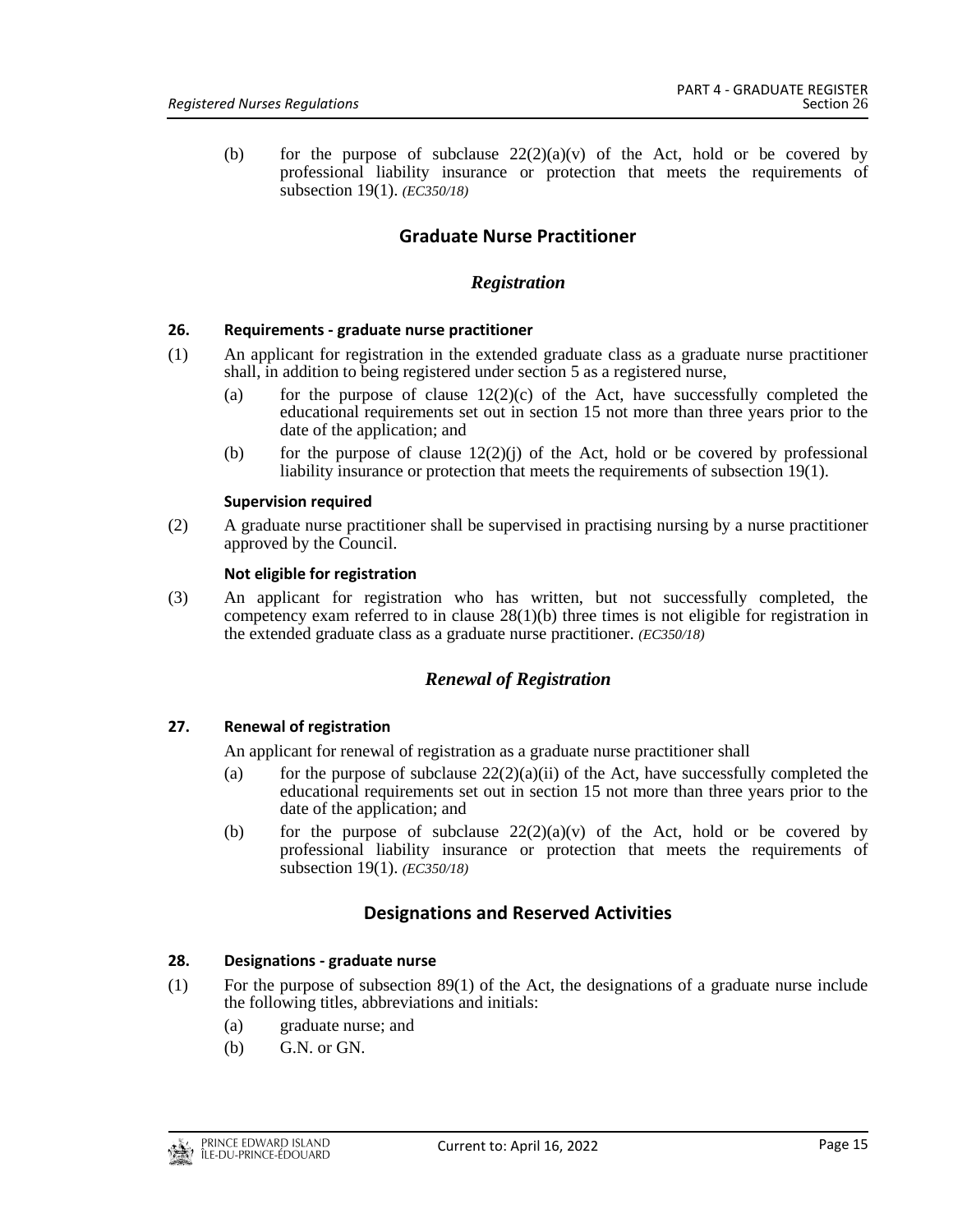(b) for the purpose of subclause 22(2)(a)(v) of the Act, hold or be covered by professional liability insurance or protection that meets the requirements of subsection 19(1). *(EC350/18)*

## Graduate Nurse Practitioner

### *Registration*

**26. Requirements - graduate nurse practitioner**

(1) An applicant for registration in the extended graduate class as a graduate nurse practitioner shall, in addition to being registered under section 5 as a registered nurse,

(a) for the purpose of clause 12(2)(c) of the Act, have successfully completed the educational requirements set out in section 15 not more than three years prior to the date of the application; and

(b) for the purpose of clause 12(2)(j) of the Act, hold or be covered by professional liability insurance or protection that meets the requirements of subsection 19(1).

**Supervision required**

(2) A graduate nurse practitioner shall be supervised in practising nursing by a nurse practitioner approved by the Council.

**Not eligible for registration**

(3) An applicant for registration who has written, but not successfully completed, the competency exam referred to in clause 28(1)(b) three times is not eligible for registration in the extended graduate class as a graduate nurse practitioner. *(EC350/18)*

### *Renewal of Registration*

**27. Renewal of registration**

An applicant for renewal of registration as a graduate nurse practitioner shall

(a) for the purpose of subclause 22(2)(a)(ii) of the Act, have successfully completed the educational requirements set out in section 15 not more than three years prior to the date of the application; and

(b) for the purpose of subclause 22(2)(a)(v) of the Act, hold or be covered by professional liability insurance or protection that meets the requirements of subsection 19(1). *(EC350/18)*

## Designations and Reserved Activities

**28. Designations - graduate nurse**

(1) For the purpose of subsection 89(1) of the Act, the designations of a graduate nurse include the following titles, abbreviations and initials:

(a) graduate nurse; and

(b) G.N. or GN.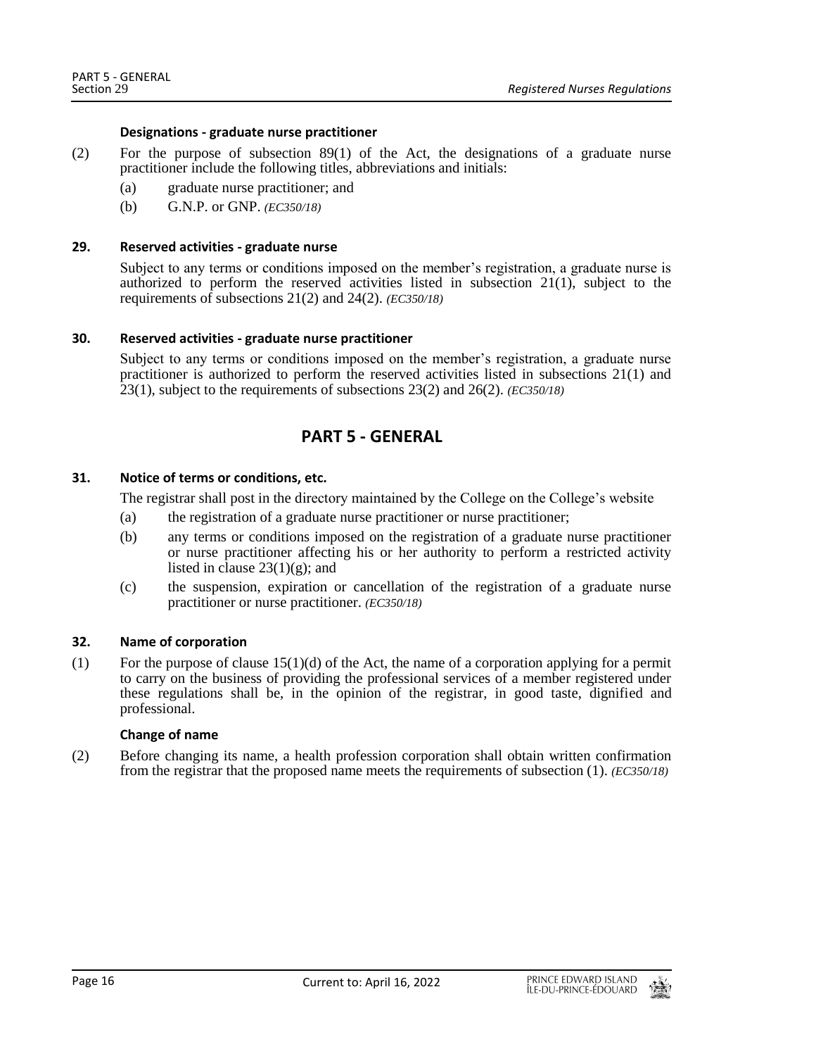**Designations - graduate nurse practitioner**

(2) For the purpose of subsection 89(1) of the Act, the designations of a graduate nurse practitioner include the following titles, abbreviations and initials:

(a) graduate nurse practitioner; and

(b) G.N.P. or GNP. *(EC350/18)*

**29. Reserved activities - graduate nurse**

Subject to any terms or conditions imposed on the member's registration, a graduate nurse is authorized to perform the reserved activities listed in subsection 21(1), subject to the requirements of subsections 21(2) and 24(2). *(EC350/18)*

**30. Reserved activities - graduate nurse practitioner**

Subject to any terms or conditions imposed on the member's registration, a graduate nurse practitioner is authorized to perform the reserved activities listed in subsections 21(1) and 23(1), subject to the requirements of subsections 23(2) and 26(2). *(EC350/18)*

## PART 5 - GENERAL

**31. Notice of terms or conditions, etc.**

The registrar shall post in the directory maintained by the College on the College's website

(a) the registration of a graduate nurse practitioner or nurse practitioner;

(b) any terms or conditions imposed on the registration of a graduate nurse practitioner or nurse practitioner affecting his or her authority to perform a restricted activity listed in clause 23(1)(g); and

(c) the suspension, expiration or cancellation of the registration of a graduate nurse practitioner or nurse practitioner. *(EC350/18)*

**32. Name of corporation**

(1) For the purpose of clause 15(1)(d) of the Act, the name of a corporation applying for a permit to carry on the business of providing the professional services of a member registered under these regulations shall be, in the opinion of the registrar, in good taste, dignified and professional.

**Change of name**

(2) Before changing its name, a health profession corporation shall obtain written confirmation from the registrar that the proposed name meets the requirements of subsection (1). *(EC350/18)*